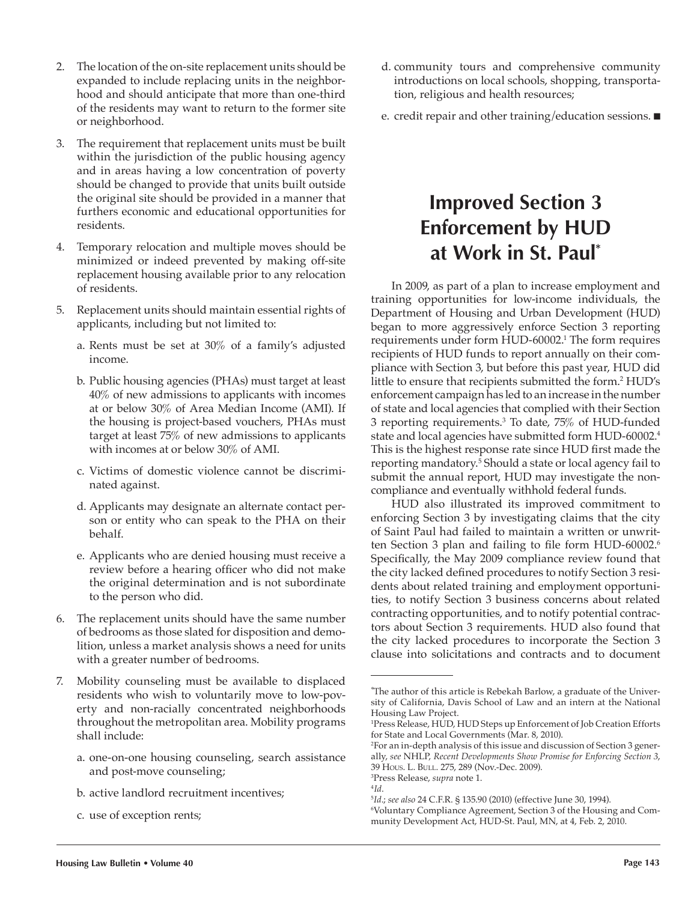2. The location of the on-site replacement units should be expanded to include replacing units in the neighborhood and should anticipate that more than one-third of the residents may want to return to the former site or neighborhood.

3. The requirement that replacement units must be built within the jurisdiction of the public housing agency and in areas having a low concentration of poverty should be changed to provide that units built outside the original site should be provided in a manner that furthers economic and educational opportunities for residents.

4. Temporary relocation and multiple moves should be minimized or indeed prevented by making off-site replacement housing available prior to any relocation of residents.

5. Replacement units should maintain essential rights of applicants, including but not limited to:

   a. Rents must be set at 30% of a family's adjusted income.

   b. Public housing agencies (PHAs) must target at least 40% of new admissions to applicants with incomes at or below 30% of Area Median Income (AMI). If the housing is project-based vouchers, PHAs must target at least 75% of new admissions to applicants with incomes at or below 30% of AMI.

   c. Victims of domestic violence cannot be discriminated against.

   d. Applicants may designate an alternate contact person or entity who can speak to the PHA on their behalf.

   e. Applicants who are denied housing must receive a review before a hearing officer who did not make the original determination and is not subordinate to the person who did.

6. The replacement units should have the same number of bedrooms as those slated for disposition and demolition, unless a market analysis shows a need for units with a greater number of bedrooms.

7. Mobility counseling must be available to displaced residents who wish to voluntarily move to low-poverty and non-racially concentrated neighborhoods throughout the metropolitan area. Mobility programs shall include:

   a. one-on-one housing counseling, search assistance and post-move counseling;

   b. active landlord recruitment incentives;

   c. use of exception rents;

   d. community tours and comprehensive community introductions on local schools, shopping, transportation, religious and health resources;

   e. credit repair and other training/education sessions. ■

# Improved Section 3 Enforcement by HUD at Work in St. Paul*

In 2009, as part of a plan to increase employment and training opportunities for low-income individuals, the Department of Housing and Urban Development (HUD) began to more aggressively enforce Section 3 reporting requirements under form HUD-60002.[1] The form requires recipients of HUD funds to report annually on their compliance with Section 3, but before this past year, HUD did little to ensure that recipients submitted the form.[2] HUD's enforcement campaign has led to an increase in the number of state and local agencies that complied with their Section 3 reporting requirements.[3] To date, 75% of HUD-funded state and local agencies have submitted form HUD-60002.[4] This is the highest response rate since HUD first made the reporting mandatory.[5] Should a state or local agency fail to submit the annual report, HUD may investigate the noncompliance and eventually withhold federal funds.

HUD also illustrated its improved commitment to enforcing Section 3 by investigating claims that the city of Saint Paul had failed to maintain a written or unwritten Section 3 plan and failing to file form HUD-60002.[6] Specifically, the May 2009 compliance review found that the city lacked defined procedures to notify Section 3 residents about related training and employment opportunities, to notify Section 3 business concerns about related contracting opportunities, and to notify potential contractors about Section 3 requirements. HUD also found that the city lacked procedures to incorporate the Section 3 clause into solicitations and contracts and to document

---

*The author of this article is Rebekah Barlow, a graduate of the University of California, Davis School of Law and an intern at the National Housing Law Project.

[1] Press Release, HUD, HUD Steps up Enforcement of Job Creation Efforts for State and Local Governments (Mar. 8, 2010).

[2] For an in-depth analysis of this issue and discussion of Section 3 generally, *see* NHLP, *Recent Developments Show Promise for Enforcing Section 3*, 39 Hous. L. Bull. 275, 289 (Nov.-Dec. 2009).

[3] Press Release, *supra* note 1.

[4] *Id*.

[5] *Id.*; *see also* 24 C.F.R. § 135.90 (2010) (effective June 30, 1994).

[6] Voluntary Compliance Agreement, Section 3 of the Housing and Community Development Act, HUD-St. Paul, MN, at 4, Feb. 2, 2010.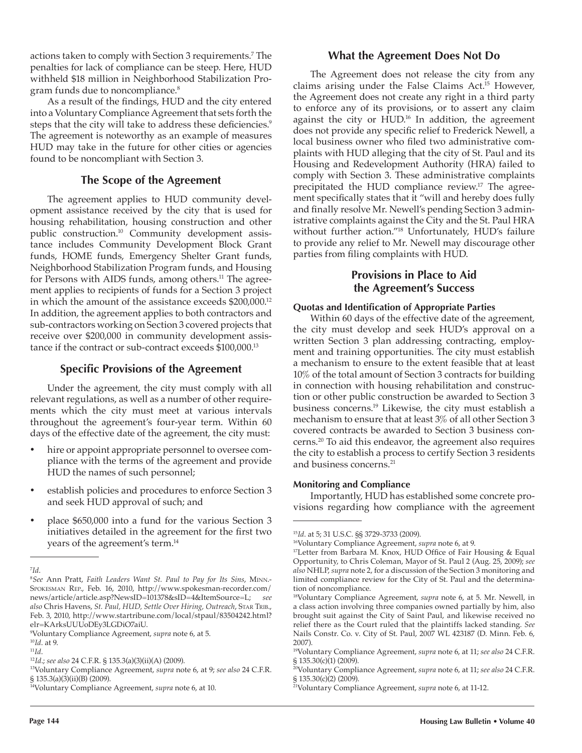actions taken to comply with Section 3 requirements.[7] The penalties for lack of compliance can be steep. Here, HUD withheld $18 million in Neighborhood Stabilization Program funds due to noncompliance.[8]

As a result of the findings, HUD and the city entered into a Voluntary Compliance Agreement that sets forth the steps that the city will take to address these deficiencies.[9] The agreement is noteworthy as an example of measures HUD may take in the future for other cities or agencies found to be noncompliant with Section 3.

## The Scope of the Agreement

The agreement applies to HUD community development assistance received by the city that is used for housing rehabilitation, housing construction and other public construction.[10] Community development assistance includes Community Development Block Grant funds, HOME funds, Emergency Shelter Grant funds, Neighborhood Stabilization Program funds, and Housing for Persons with AIDS funds, among others.[11] The agreement applies to recipients of funds for a Section 3 project in which the amount of the assistance exceeds $200,000.[12] In addition, the agreement applies to both contractors and sub-contractors working on Section 3 covered projects that receive over $200,000 in community development assistance if the contract or sub-contract exceeds $100,000.[13]

## Specific Provisions of the Agreement

Under the agreement, the city must comply with all relevant regulations, as well as a number of other requirements which the city must meet at various intervals throughout the agreement's four-year term. Within 60 days of the effective date of the agreement, the city must:

- hire or appoint appropriate personnel to oversee compliance with the terms of the agreement and provide HUD the names of such personnel;
- establish policies and procedures to enforce Section 3 and seek HUD approval of such; and
- place $650,000 into a fund for the various Section 3 initiatives detailed in the agreement for the first two years of the agreement's term.[14]

## What the Agreement Does Not Do

The Agreement does not release the city from any claims arising under the False Claims Act.[15] However, the Agreement does not create any right in a third party to enforce any of its provisions, or to assert any claim against the city or HUD.[16] In addition, the agreement does not provide any specific relief to Frederick Newell, a local business owner who filed two administrative complaints with HUD alleging that the city of St. Paul and its Housing and Redevelopment Authority (HRA) failed to comply with Section 3. These administrative complaints precipitated the HUD compliance review.[17] The agreement specifically states that it "will and hereby does fully and finally resolve Mr. Newell's pending Section 3 administrative complaints against the City and the St. Paul HRA without further action."[18] Unfortunately, HUD's failure to provide any relief to Mr. Newell may discourage other parties from filing complaints with HUD.

## Provisions in Place to Aid the Agreement's Success

### Quotas and Identification of Appropriate Parties

Within 60 days of the effective date of the agreement, the city must develop and seek HUD's approval on a written Section 3 plan addressing contracting, employment and training opportunities. The city must establish a mechanism to ensure to the extent feasible that at least 10% of the total amount of Section 3 contracts for building in connection with housing rehabilitation and construction or other public construction be awarded to Section 3 business concerns.[19] Likewise, the city must establish a mechanism to ensure that at least 3% of all other Section 3 covered contracts be awarded to Section 3 business concerns.[20] To aid this endeavor, the agreement also requires the city to establish a process to certify Section 3 residents and business concerns.[21]

### Monitoring and Compliance

Importantly, HUD has established some concrete provisions regarding how compliance with the agreement

---

[7] *Id*.

[8] *See* Ann Pratt, *Faith Leaders Want St. Paul to Pay for Its Sins*, Minn.-Spokesman Rep., Feb. 16, 2010, http://www.spokesman-recorder.com/news/article/article.asp?NewsID=101378&sID=4&ItemSource=L; *see also* Chris Havens, *St. Paul, HUD, Settle Over Hiring, Outreach*, Star Trib., Feb. 3, 2010, http://www.startribune.com/local/stpaul/83504242.html?elr=KArksUUUoDEy3LGDiO7aiU.

[9] Voluntary Compliance Agreement, *supra* note 6, at 5.

[10] *Id*. at 9.

[11] *Id*.

[12] *Id*.; *see also* 24 C.F.R. § 135.3(a)(3)(ii)(A) (2009).

[13] Voluntary Compliance Agreement, *supra* note 6, at 9; *see also* 24 C.F.R. § 135.3(a)(3)(ii)(B) (2009).

[14] Voluntary Compliance Agreement, *supra* note 6, at 10.

[15] *Id*. at 5; 31 U.S.C. §§ 3729-3733 (2009).

[16] Voluntary Compliance Agreement, *supra* note 6, at 9.

[17] Letter from Barbara M. Knox, HUD Office of Fair Housing & Equal Opportunity, to Chris Coleman, Mayor of St. Paul 2 (Aug. 25, 2009); *see also* NHLP, *supra* note 2, for a discussion of the Section 3 monitoring and limited compliance review for the City of St. Paul and the determination of noncompliance.

[18] Voluntary Compliance Agreement, *supra* note 6, at 5. Mr. Newell, in a class action involving three companies owned partially by him, also brought suit against the City of Saint Paul, and likewise received no relief there as the Court ruled that the plaintiffs lacked standing. *See* Nails Constr. Co. v. City of St. Paul, 2007 WL 423187 (D. Minn. Feb. 6, 2007).

[19] Voluntary Compliance Agreement, *supra* note 6, at 11; *see also* 24 C.F.R. § 135.30(c)(1) (2009).

[20] Voluntary Compliance Agreement, *supra* note 6, at 11; *see also* 24 C.F.R. § 135.30(c)(2) (2009).

[21] Voluntary Compliance Agreement, *supra* note 6, at 11-12.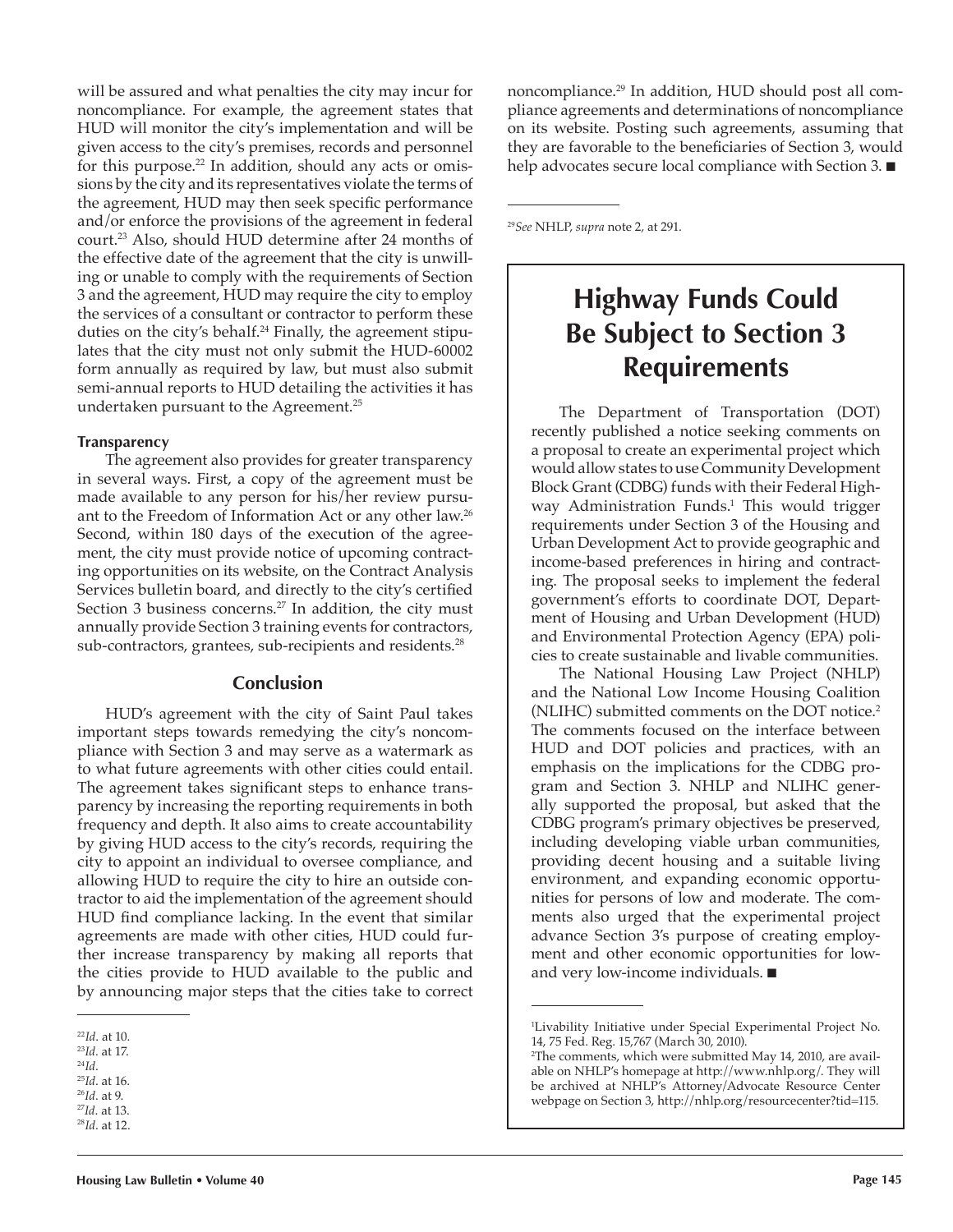will be assured and what penalties the city may incur for noncompliance. For example, the agreement states that HUD will monitor the city's implementation and will be given access to the city's premises, records and personnel for this purpose.[22] In addition, should any acts or omissions by the city and its representatives violate the terms of the agreement, HUD may then seek specific performance and/or enforce the provisions of the agreement in federal court.[23] Also, should HUD determine after 24 months of the effective date of the agreement that the city is unwilling or unable to comply with the requirements of Section 3 and the agreement, HUD may require the city to employ the services of a consultant or contractor to perform these duties on the city's behalf.[24] Finally, the agreement stipulates that the city must not only submit the HUD-60002 form annually as required by law, but must also submit semi-annual reports to HUD detailing the activities it has undertaken pursuant to the Agreement.[25]

**Transparency**

The agreement also provides for greater transparency in several ways. First, a copy of the agreement must be made available to any person for his/her review pursuant to the Freedom of Information Act or any other law.[26] Second, within 180 days of the execution of the agreement, the city must provide notice of upcoming contracting opportunities on its website, on the Contract Analysis Services bulletin board, and directly to the city's certified Section 3 business concerns.[27] In addition, the city must annually provide Section 3 training events for contractors, sub-contractors, grantees, sub-recipients and residents.[28]

## Conclusion

HUD's agreement with the city of Saint Paul takes important steps towards remedying the city's noncompliance with Section 3 and may serve as a watermark as to what future agreements with other cities could entail. The agreement takes significant steps to enhance transparency by increasing the reporting requirements in both frequency and depth. It also aims to create accountability by giving HUD access to the city's records, requiring the city to appoint an individual to oversee compliance, and allowing HUD to require the city to hire an outside contractor to aid the implementation of the agreement should HUD find compliance lacking. In the event that similar agreements are made with other cities, HUD could further increase transparency by making all reports that the cities provide to HUD available to the public and by announcing major steps that the cities take to correct noncompliance.[29] In addition, HUD should post all compliance agreements and determinations of noncompliance on its website. Posting such agreements, assuming that they are favorable to the beneficiaries of Section 3, would help advocates secure local compliance with Section 3. ■

[22]*Id*. at 10.
[23]*Id*. at 17.
[24]*Id*.
[25]*Id*. at 16.
[26]*Id*. at 9.
[27]*Id*. at 13.
[28]*Id*. at 12.

[29]*See* NHLP, *supra* note 2, at 291.

# Highway Funds Could Be Subject to Section 3 Requirements

The Department of Transportation (DOT) recently published a notice seeking comments on a proposal to create an experimental project which would allow states to use Community Development Block Grant (CDBG) funds with their Federal Highway Administration Funds.[1] This would trigger requirements under Section 3 of the Housing and Urban Development Act to provide geographic and income-based preferences in hiring and contracting. The proposal seeks to implement the federal government's efforts to coordinate DOT, Department of Housing and Urban Development (HUD) and Environmental Protection Agency (EPA) policies to create sustainable and livable communities.

The National Housing Law Project (NHLP) and the National Low Income Housing Coalition (NLIHC) submitted comments on the DOT notice.[2] The comments focused on the interface between HUD and DOT policies and practices, with an emphasis on the implications for the CDBG program and Section 3. NHLP and NLIHC generally supported the proposal, but asked that the CDBG program's primary objectives be preserved, including developing viable urban communities, providing decent housing and a suitable living environment, and expanding economic opportunities for persons of low and moderate. The comments also urged that the experimental project advance Section 3's purpose of creating employment and other economic opportunities for low- and very low-income individuals. ■

[1]Livability Initiative under Special Experimental Project No. 14, 75 Fed. Reg. 15,767 (March 30, 2010).
[2]The comments, which were submitted May 14, 2010, are available on NHLP's homepage at http://www.nhlp.org/. They will be archived at NHLP's Attorney/Advocate Resource Center webpage on Section 3, http://nhlp.org/resourcecenter?tid=115.